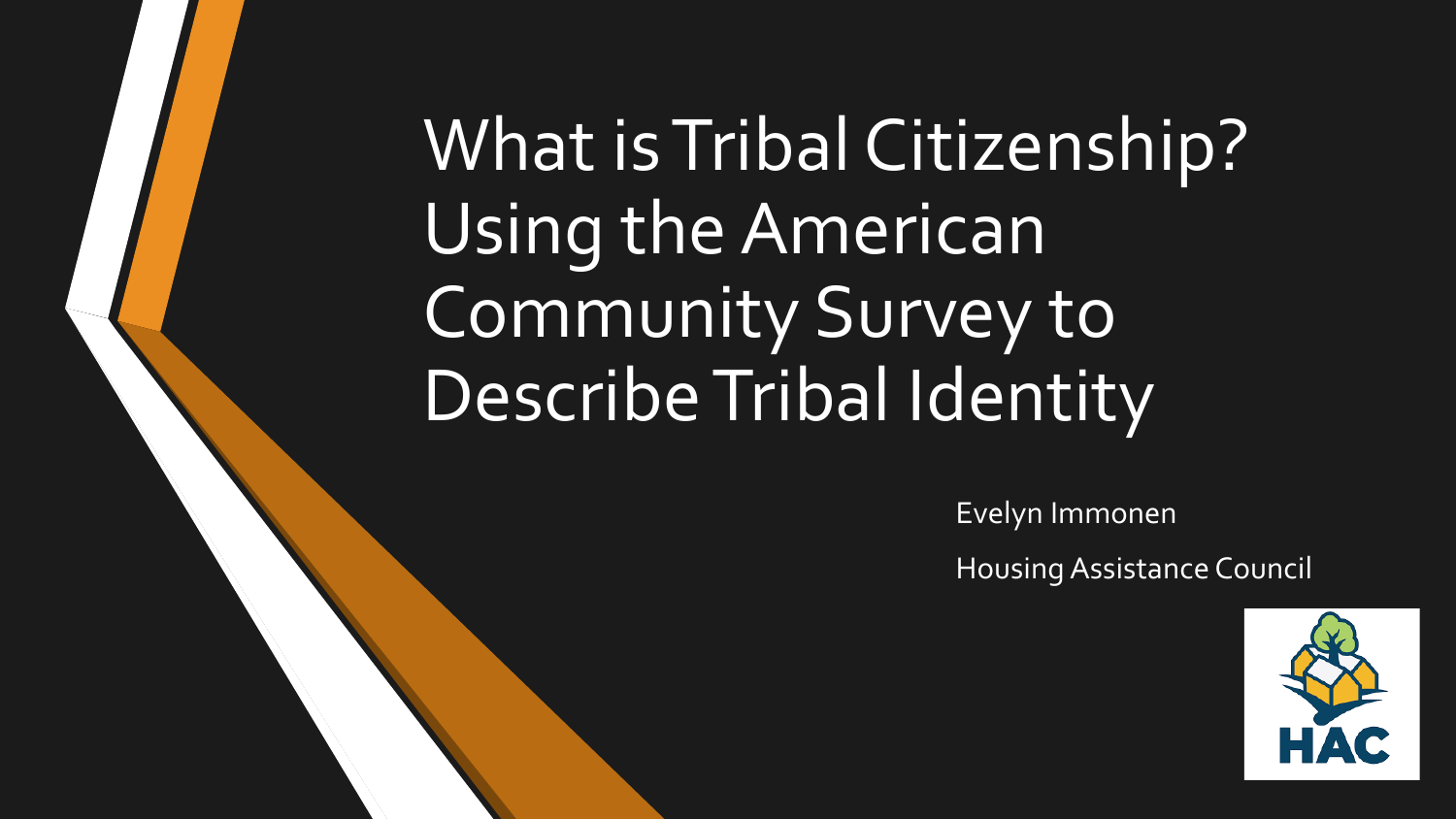# What is Tribal Citizenship? Using the American Community Survey to Describe Tribal Identity

Evelyn Immonen

Housing Assistance Council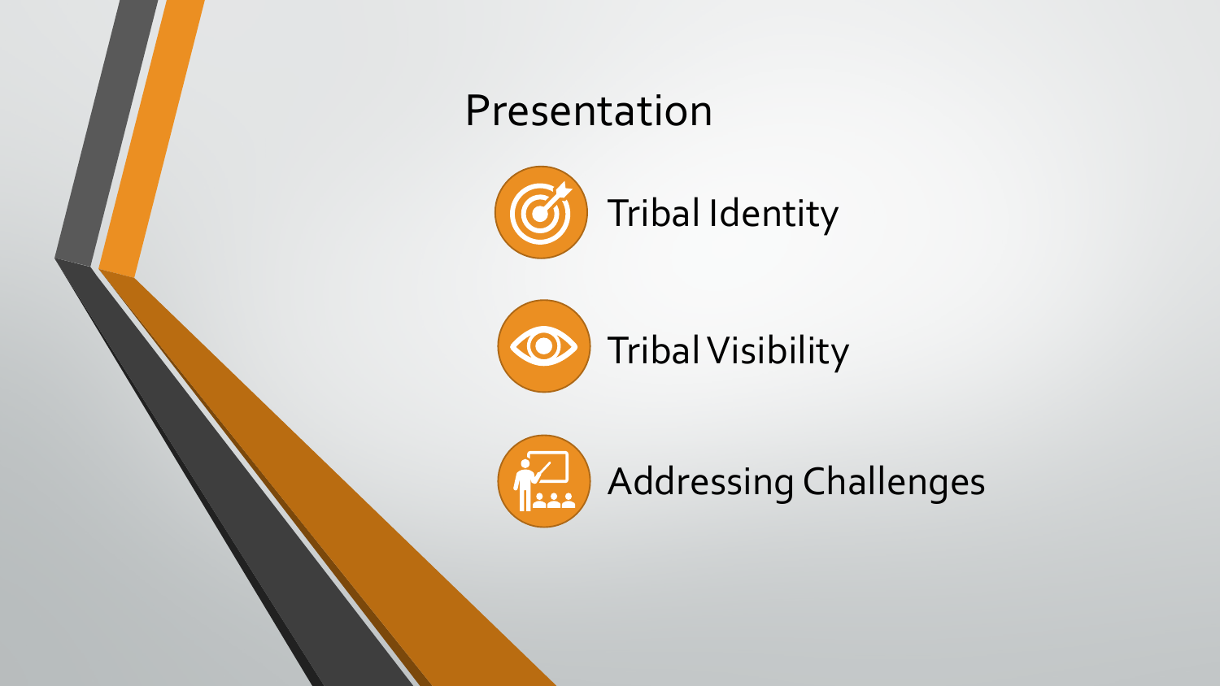# Presentation

- Tribal Identity
- Tribal Visibility
- Addressing Challenges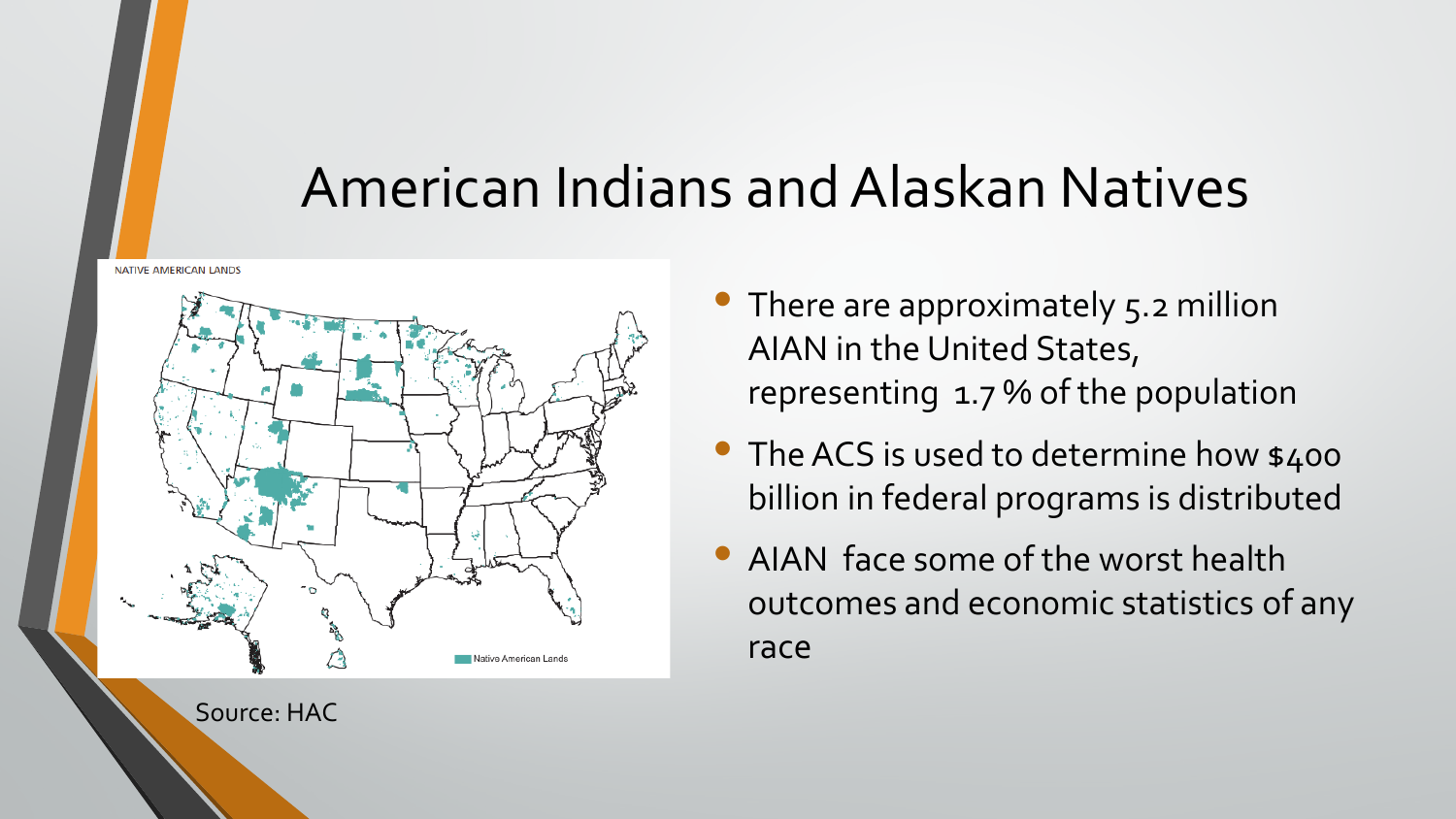# American Indians and Alaskan Natives

NATIVE AMERICAN LANDS

Native American Lands

Source: HAC

- There are approximately 5.2 million AIAN in the United States, representing 1.7 % of the population
- The ACS is used to determine how $400 billion in federal programs is distributed
- AIAN face some of the worst health outcomes and economic statistics of any race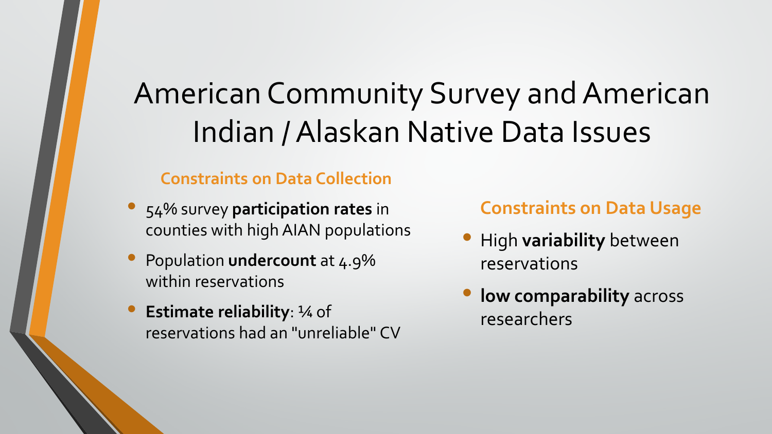# American Community Survey and American Indian / Alaskan Native Data Issues

### Constraints on Data Collection

- 54% survey **participation rates** in counties with high AIAN populations
- Population **undercount** at 4.9% within reservations
- **Estimate reliability**: ¼ of reservations had an "unreliable" CV

### Constraints on Data Usage

- High **variability** between reservations
- **low comparability** across researchers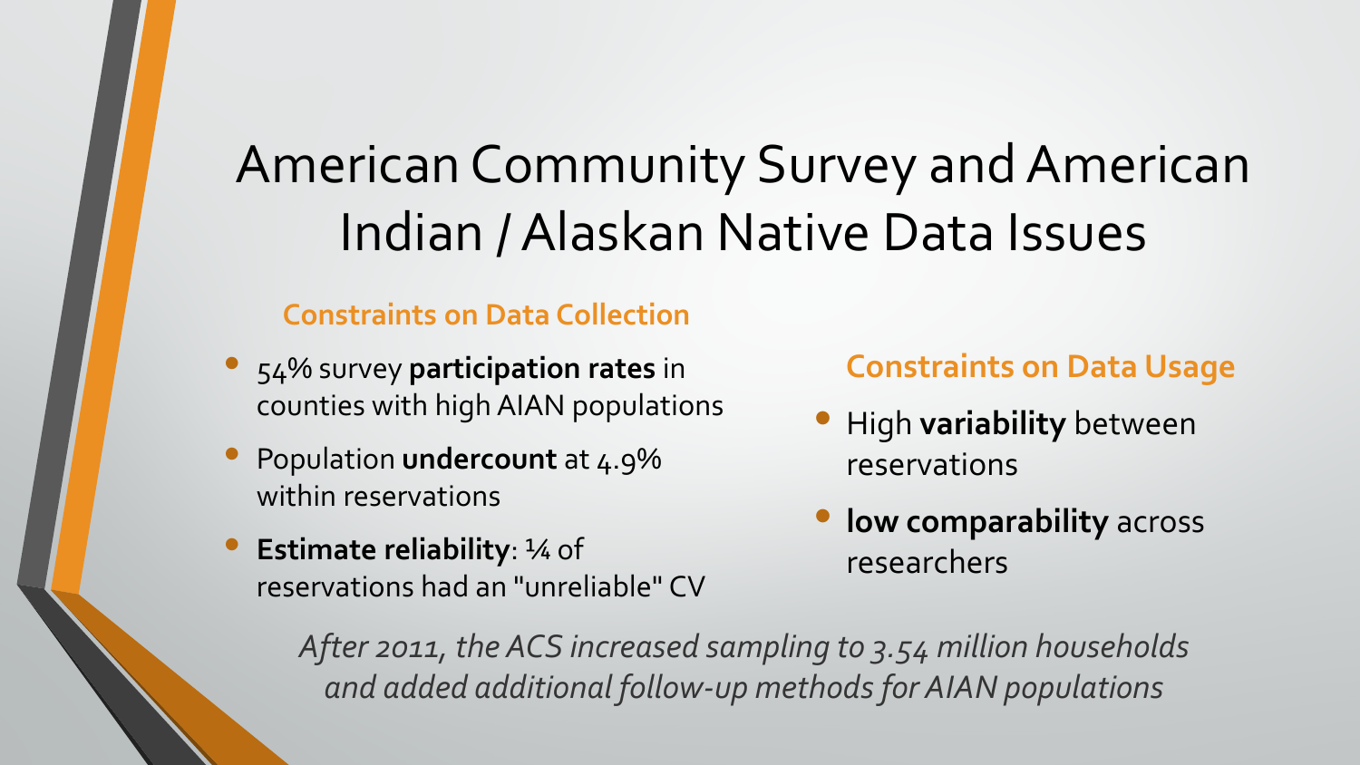# American Community Survey and American Indian / Alaskan Native Data Issues

### Constraints on Data Collection

- 54% survey **participation rates** in counties with high AIAN populations
- Population **undercount** at 4.9% within reservations
- **Estimate reliability**: ¼ of reservations had an "unreliable" CV

### Constraints on Data Usage

- High **variability** between reservations
- **low comparability** across researchers

*After 2011, the ACS increased sampling to 3.54 million households and added additional follow-up methods for AIAN populations*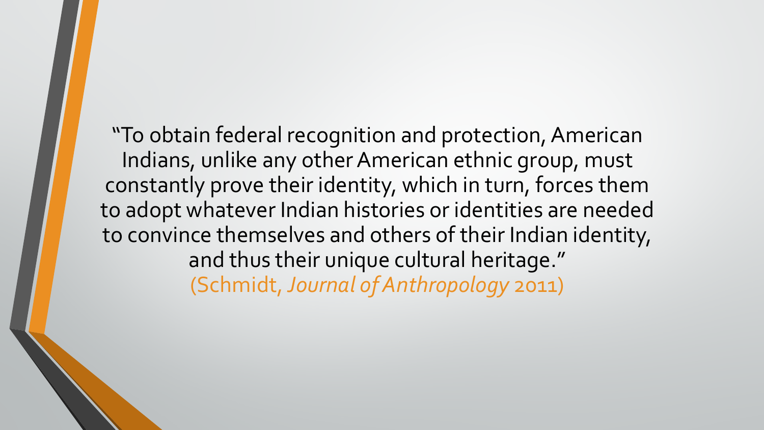"To obtain federal recognition and protection, American Indians, unlike any other American ethnic group, must constantly prove their identity, which in turn, forces them to adopt whatever Indian histories or identities are needed to convince themselves and others of their Indian identity, and thus their unique cultural heritage."
(Schmidt, *Journal of Anthropology* 2011)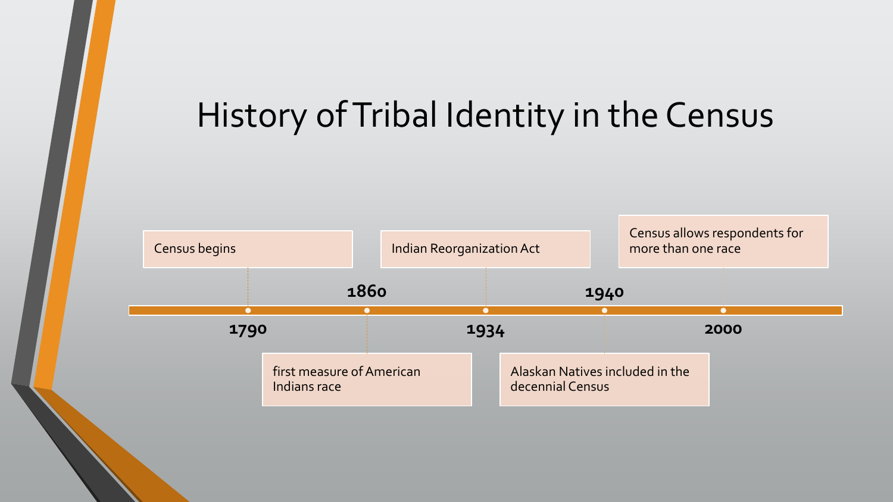# History of Tribal Identity in the Census

- **1790** – Census begins
- **1860** – first measure of American Indians race
- **1934** – Indian Reorganization Act
- **1940** – Alaskan Natives included in the decennial Census
- **2000** – Census allows respondents for more than one race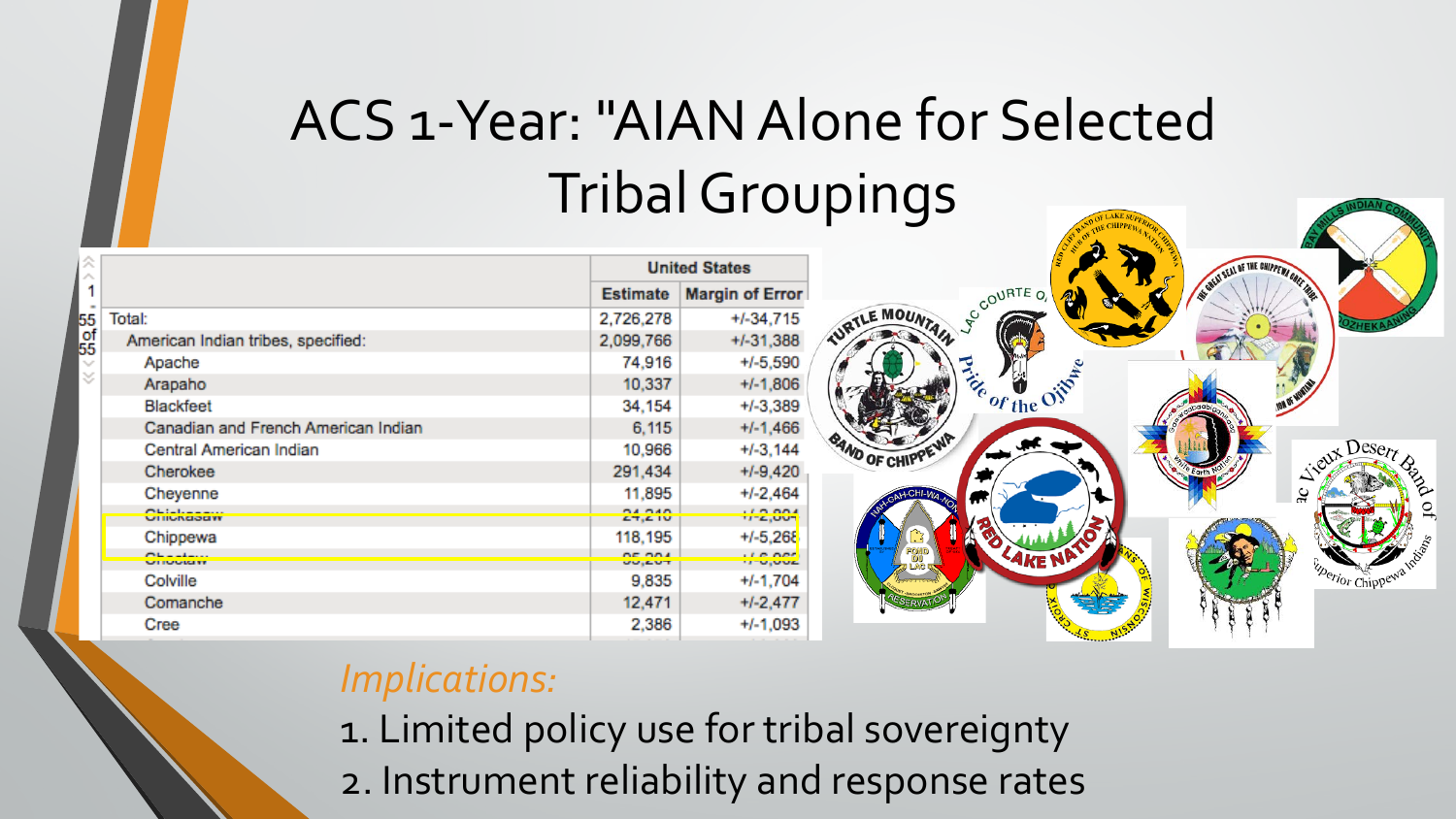# ACS 1-Year: "AIAN Alone for Selected Tribal Groupings

| | United States | |
|---|---|---|
| | Estimate | Margin of Error |
| Total: | 2,726,278 | +/-34,715 |
| American Indian tribes, specified: | 2,099,766 | +/-31,388 |
| Apache | 74,916 | +/-5,590 |
| Arapaho | 10,337 | +/-1,806 |
| Blackfeet | 34,154 | +/-3,389 |
| Canadian and French American Indian | 6,115 | +/-1,466 |
| Central American Indian | 10,966 | +/-3,144 |
| Cherokee | 291,434 | +/-9,420 |
| Cheyenne | 11,895 | +/-2,464 |
| Chickasaw | 24,210 | +/-2,804 |
| Chippewa | 118,195 | +/-5,268 |
| Choctaw | 95,204 | +/-6,062 |
| Colville | 9,835 | +/-1,704 |
| Comanche | 12,471 | +/-2,477 |
| Cree | 2,386 | +/-1,093 |

*Implications:*

1. Limited policy use for tribal sovereignty
2. Instrument reliability and response rates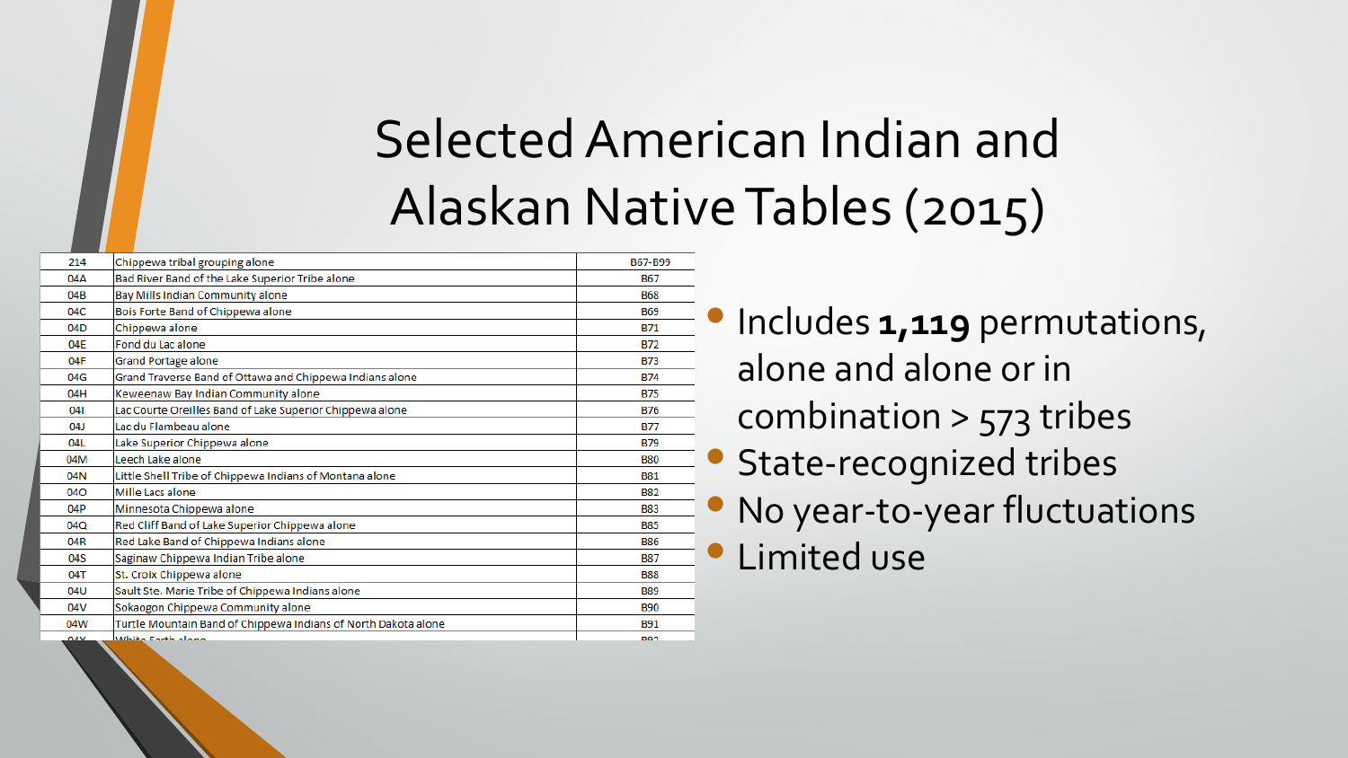# Selected American Indian and Alaskan Native Tables (2015)

| 214 | Chippewa tribal grouping alone | B67-B99 |
|---|---|---|
| 04A | Bad River Band of the Lake Superior Tribe alone | B67 |
| 04B | Bay Mills Indian Community alone | B68 |
| 04C | Bois Forte Band of Chippewa alone | B69 |
| 04D | Chippewa alone | B71 |
| 04E | Fond du Lac alone | B72 |
| 04F | Grand Portage alone | B73 |
| 04G | Grand Traverse Band of Ottawa and Chippewa Indians alone | B74 |
| 04H | Keweenaw Bay Indian Community alone | B75 |
| 04I | Lac Courte Oreilles Band of Lake Superior Chippewa alone | B76 |
| 04J | Lac du Flambeau alone | B77 |
| 04L | Lake Superior Chippewa alone | B79 |
| 04M | Leech Lake alone | B80 |
| 04N | Little Shell Tribe of Chippewa Indians of Montana alone | B81 |
| 04O | Mille Lacs alone | B82 |
| 04P | Minnesota Chippewa alone | B83 |
| 04Q | Red Cliff Band of Lake Superior Chippewa alone | B85 |
| 04R | Red Lake Band of Chippewa Indians alone | B86 |
| 04S | Saginaw Chippewa Indian Tribe alone | B87 |
| 04T | St. Croix Chippewa alone | B88 |
| 04U | Sault Ste. Marie Tribe of Chippewa Indians alone | B89 |
| 04V | Sokaogon Chippewa Community alone | B90 |
| 04W | Turtle Mountain Band of Chippewa Indians of North Dakota alone | B91 |
| 04X | White Earth alone | B92 |

- Includes **1,119** permutations, alone and alone or in combination > 573 tribes
- State-recognized tribes
- No year-to-year fluctuations
- Limited use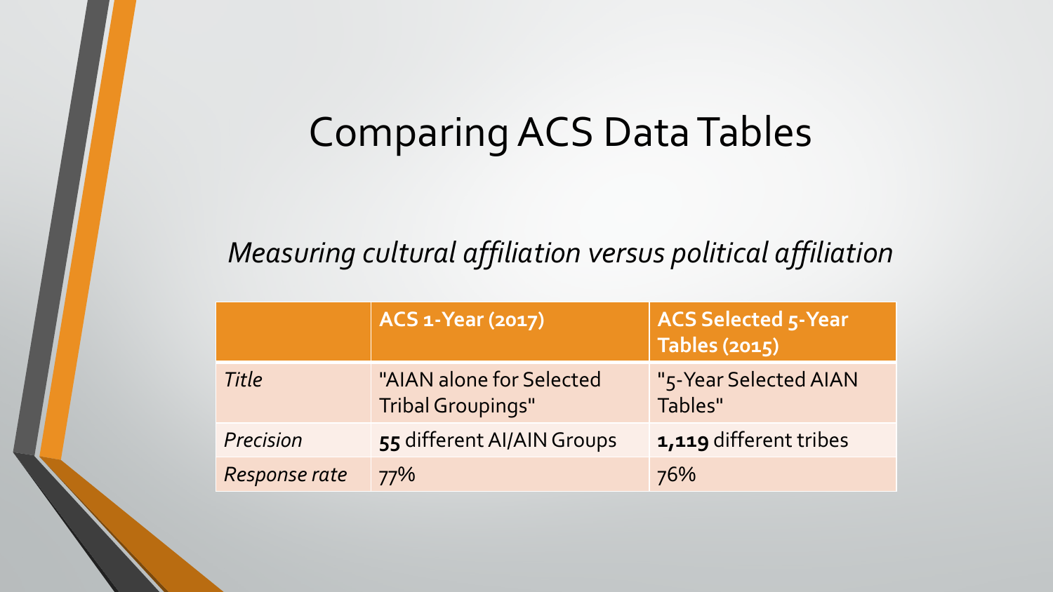# Comparing ACS Data Tables

*Measuring cultural affiliation versus political affiliation*

| | **ACS 1-Year (2017)** | **ACS Selected 5-Year Tables (2015)** |
|---|---|---|
| *Title* | "AIAN alone for Selected Tribal Groupings" | "5-Year Selected AIAN Tables" |
| *Precision* | **55** different AI/AIN Groups | **1,119** different tribes |
| *Response rate* | 77% | 76% |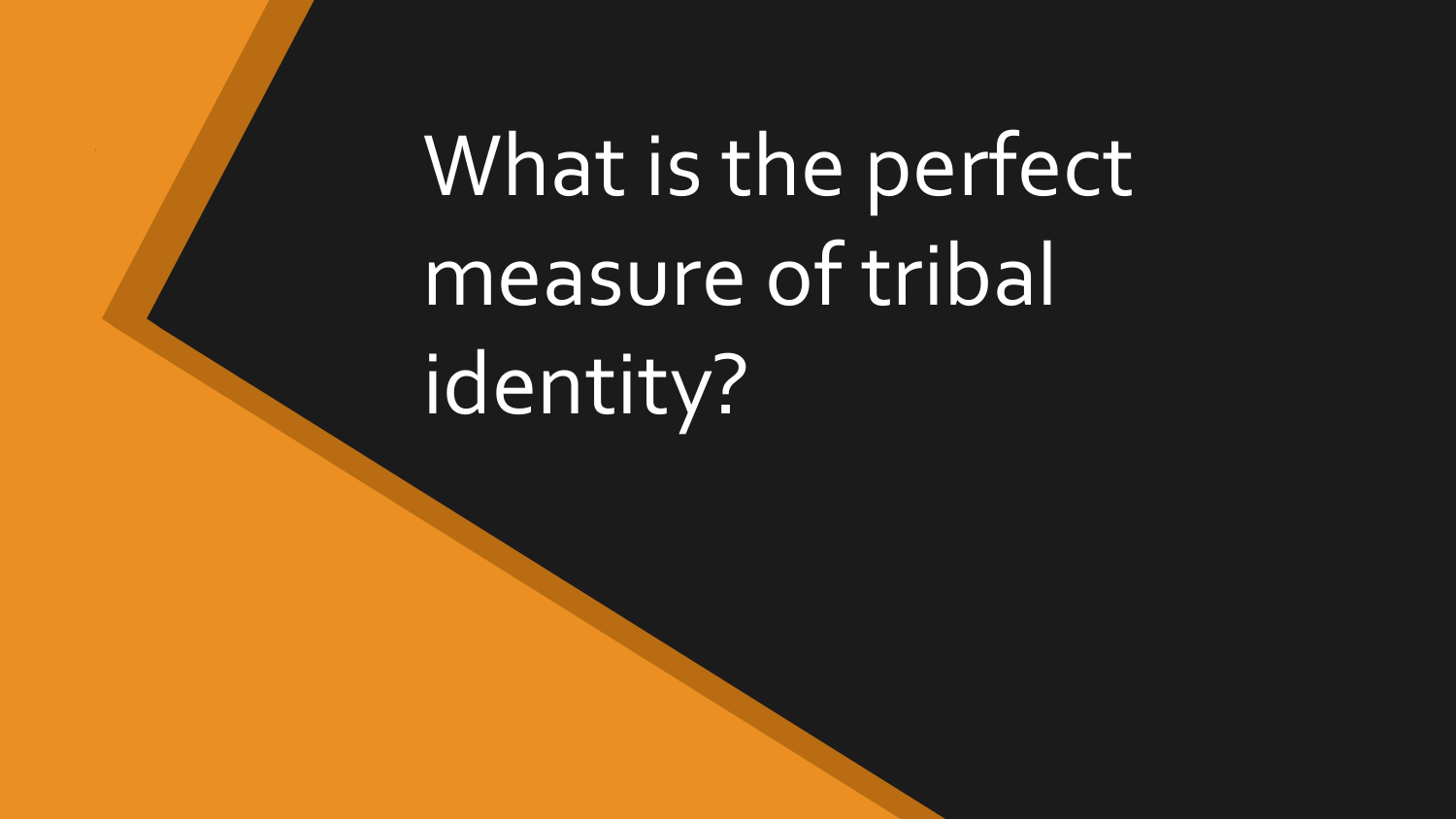# What is the perfect measure of tribal identity?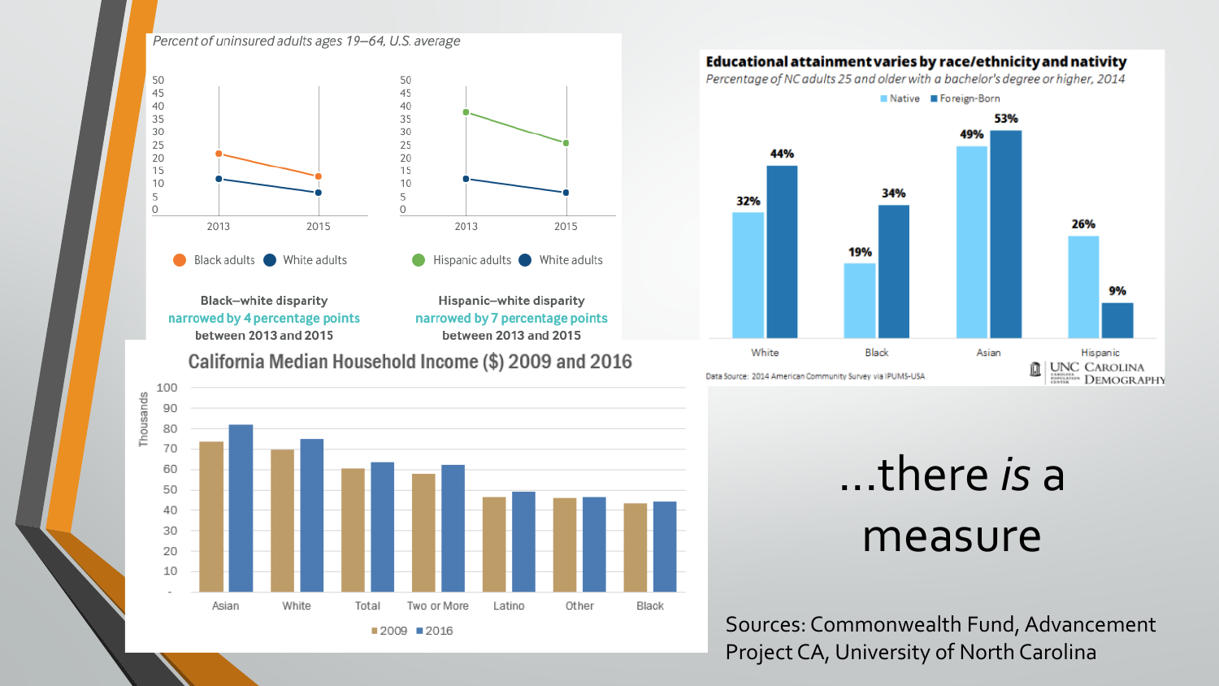Percent of uninsured adults ages 19–64, U.S. average

Black–white disparity **narrowed by 4 percentage points** between 2013 and 2015

Hispanic–white disparity **narrowed by 7 percentage points** between 2013 and 2015

**Educational attainment varies by race/ethnicity and nativity**

*Percentage of NC adults 25 and older with a bachelor's degree or higher, 2014*

| | Native | Foreign-Born |
|---|---|---|
| White | 32% | 44% |
| Black | 19% | 34% |
| Asian | 49% | 53% |
| Hispanic | 26% | 9% |

Data Source: 2014 American Community Survey via IPUMS-USA

UNC Carolina Demography

**California Median Household Income ($) 2009 and 2016**

# …there *is* a measure

Sources: Commonwealth Fund, Advancement Project CA, University of North Carolina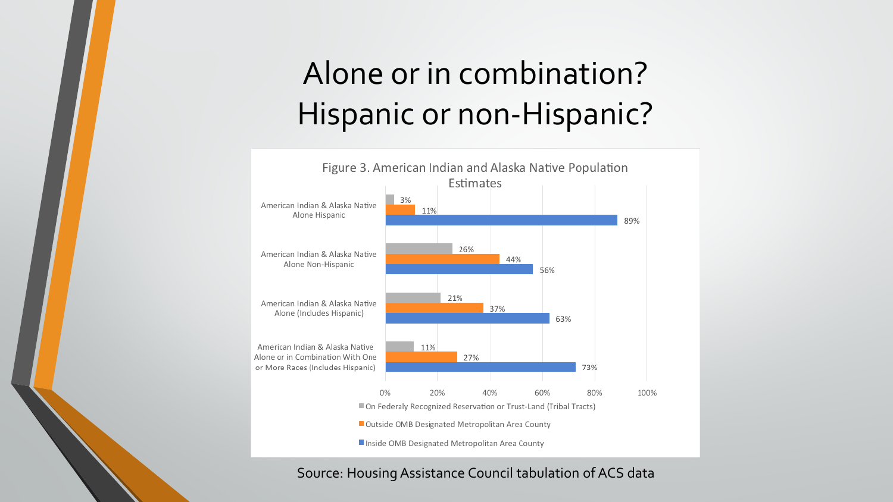# Alone or in combination? Hispanic or non-Hispanic?

**Figure 3. American Indian and Alaska Native Population Estimates**

| | On Federaly Recognized Reservation or Trust-Land (Tribal Tracts) | Outside OMB Designated Metropolitan Area County | Inside OMB Designated Metropolitan Area County |
|---|---|---|---|
| American Indian & Alaska Native Alone Hispanic | 3% | 11% | 89% |
| American Indian & Alaska Native Alone Non-Hispanic | 26% | 44% | 56% |
| American Indian & Alaska Native Alone (Includes Hispanic) | 21% | 37% | 63% |
| American Indian & Alaska Native Alone or in Combination With One or More Races (Includes Hispanic) | 11% | 27% | 73% |

Source: Housing Assistance Council tabulation of ACS data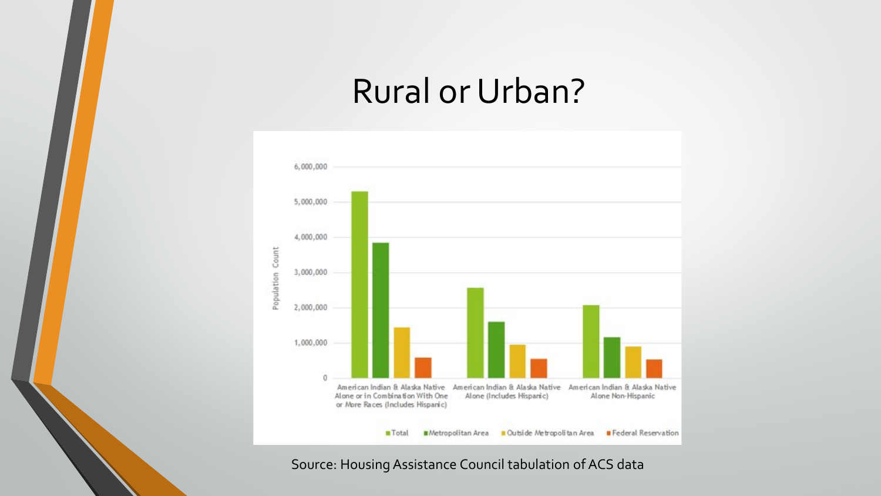# Rural or Urban?

Source: Housing Assistance Council tabulation of ACS data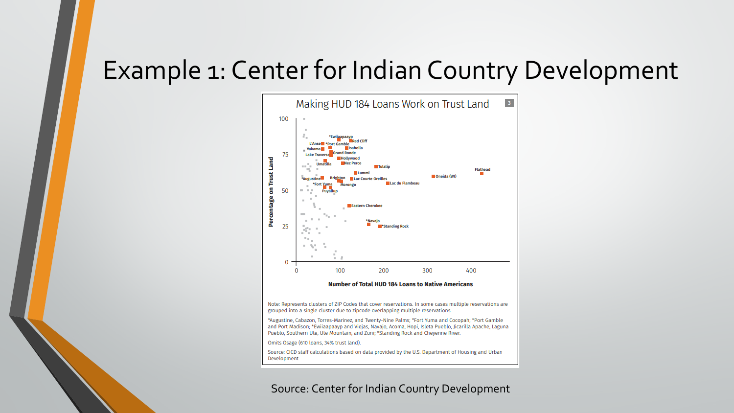# Example 1: Center for Indian Country Development

## Making HUD 184 Loans Work on Trust Land

Percentage on Trust Land

Number of Total HUD 184 Loans to Native Americans

Note: Represents clusters of ZIP Codes that cover reservations. In some cases multiple reservations are grouped into a single cluster due to zipcode overlapping multiple reservations.

*Augustine, Cabazon, Torres-Marinez, and Twenty-Nine Palms; *Fort Yuma and Cocopah; *Port Gamble and Port Madison; *Ewiiaapaayp and Viejas, Navajo, Acoma, Hopi, Isleta Pueblo, Jicarilla Apache, Laguna Pueblo, Southern Ute, Ute Mountain, and Zuni; *Standing Rock and Cheyenne River.

Omits Osage (610 loans, 34% trust land).

Source: CICD staff calculations based on data provided by the U.S. Department of Housing and Urban Development

Source: Center for Indian Country Development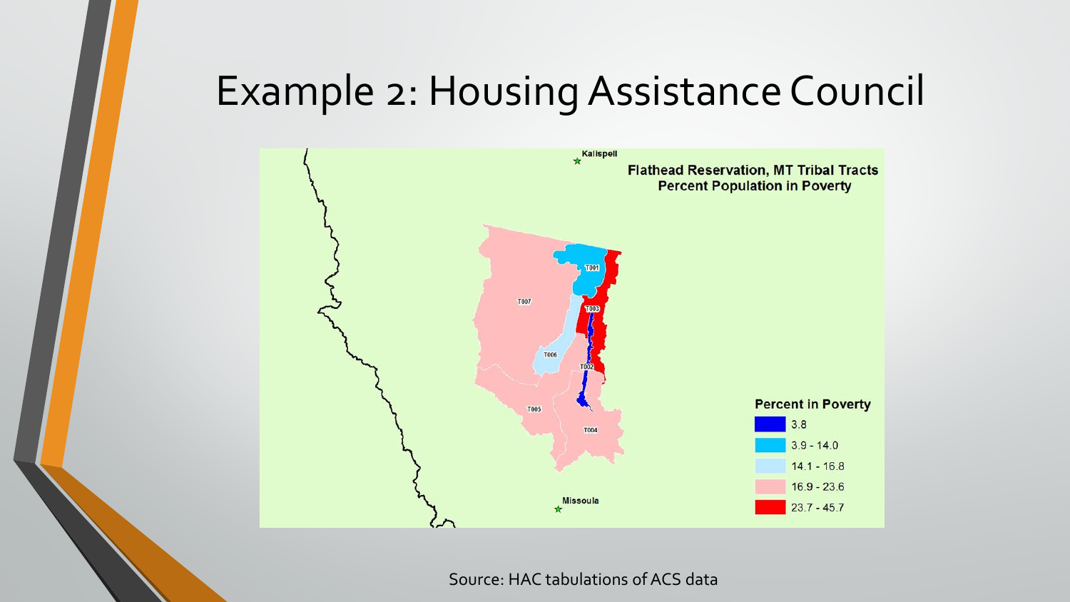# Example 2: Housing Assistance Council

Kalispell

**Flathead Reservation, MT Tribal Tracts**
**Percent Population in Poverty**

T001

T007

T003

T006

T002

T005

T004

Missoula

**Percent in Poverty**

- 3.8
- 3.9 - 14.0
- 14.1 - 16.8
- 16.9 - 23.6
- 23.7 - 45.7

Source: HAC tabulations of ACS data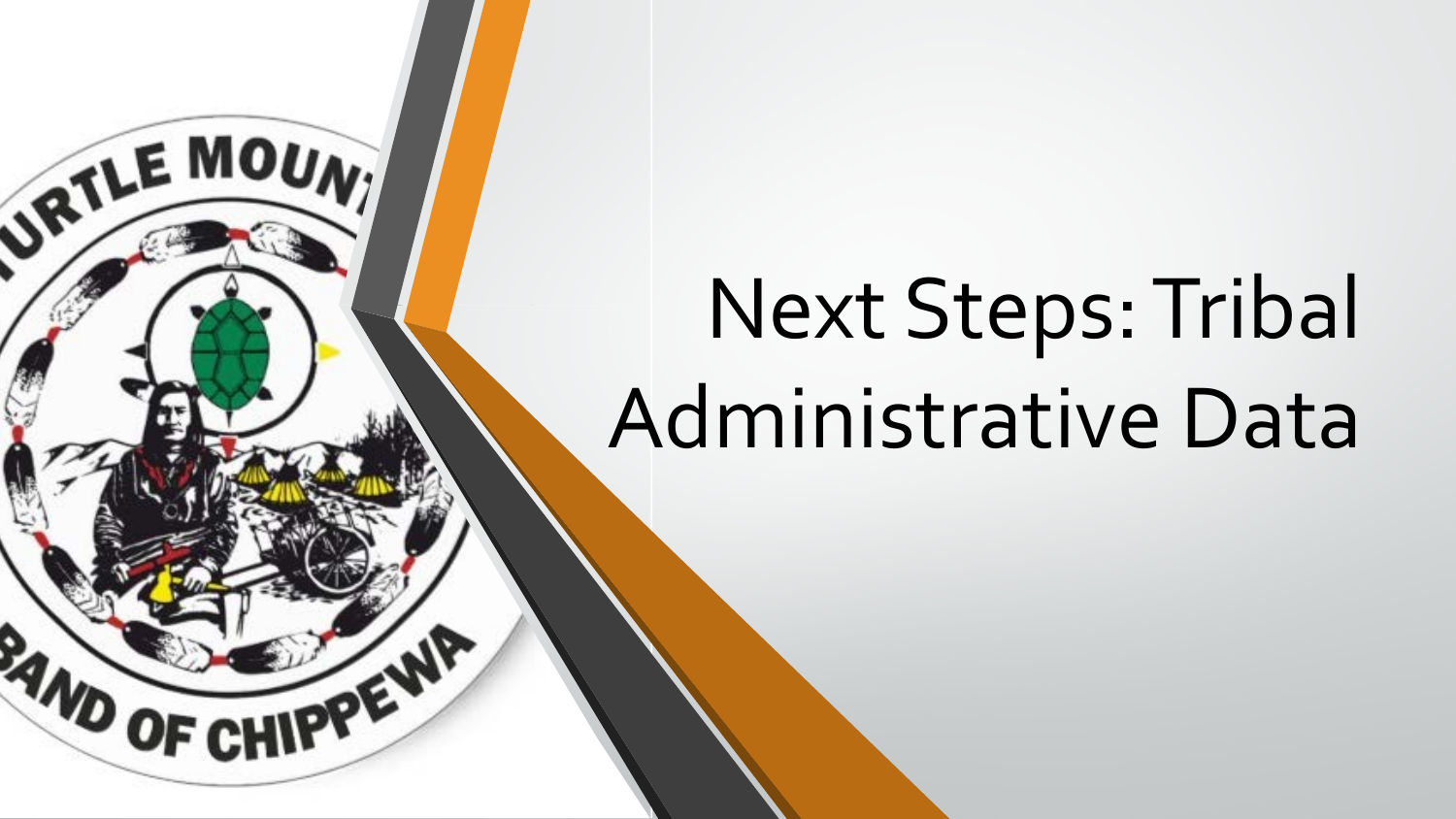# Next Steps: Tribal Administrative Data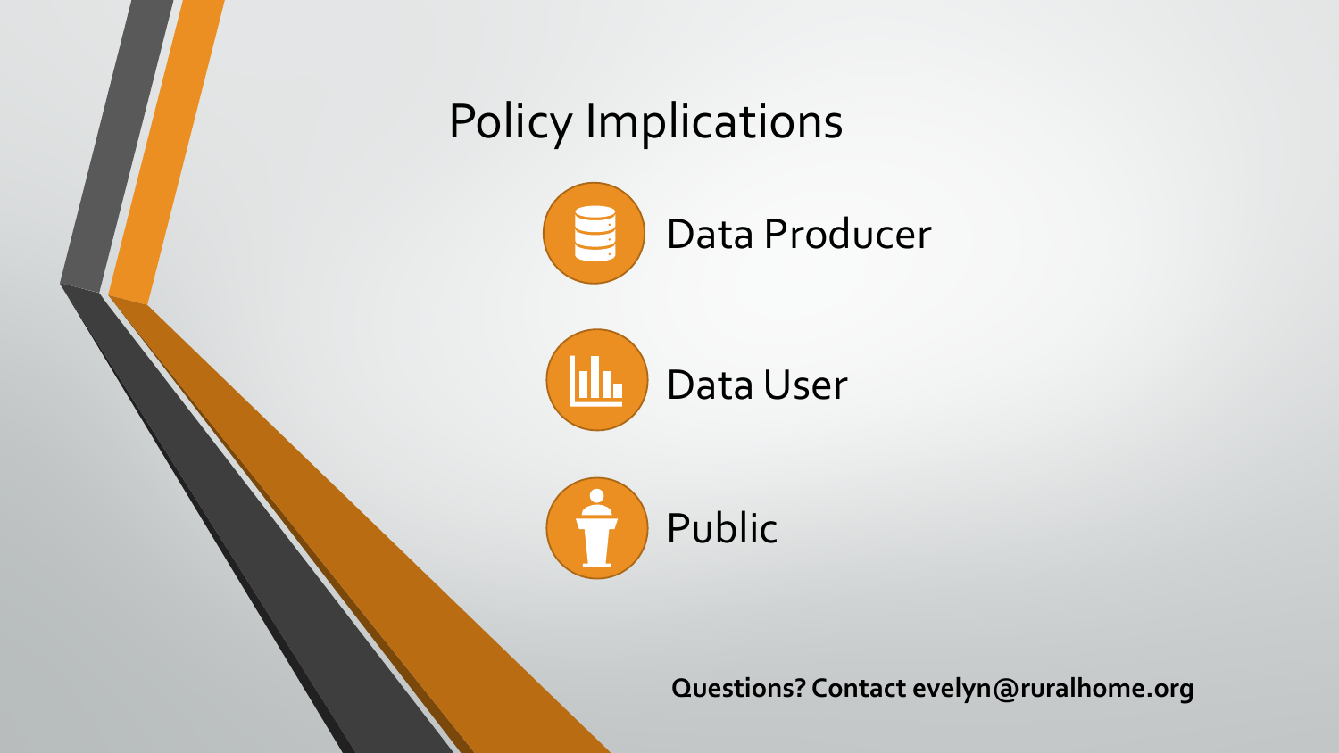# Policy Implications

- Data Producer
- Data User
- Public

**Questions? Contact evelyn@ruralhome.org**